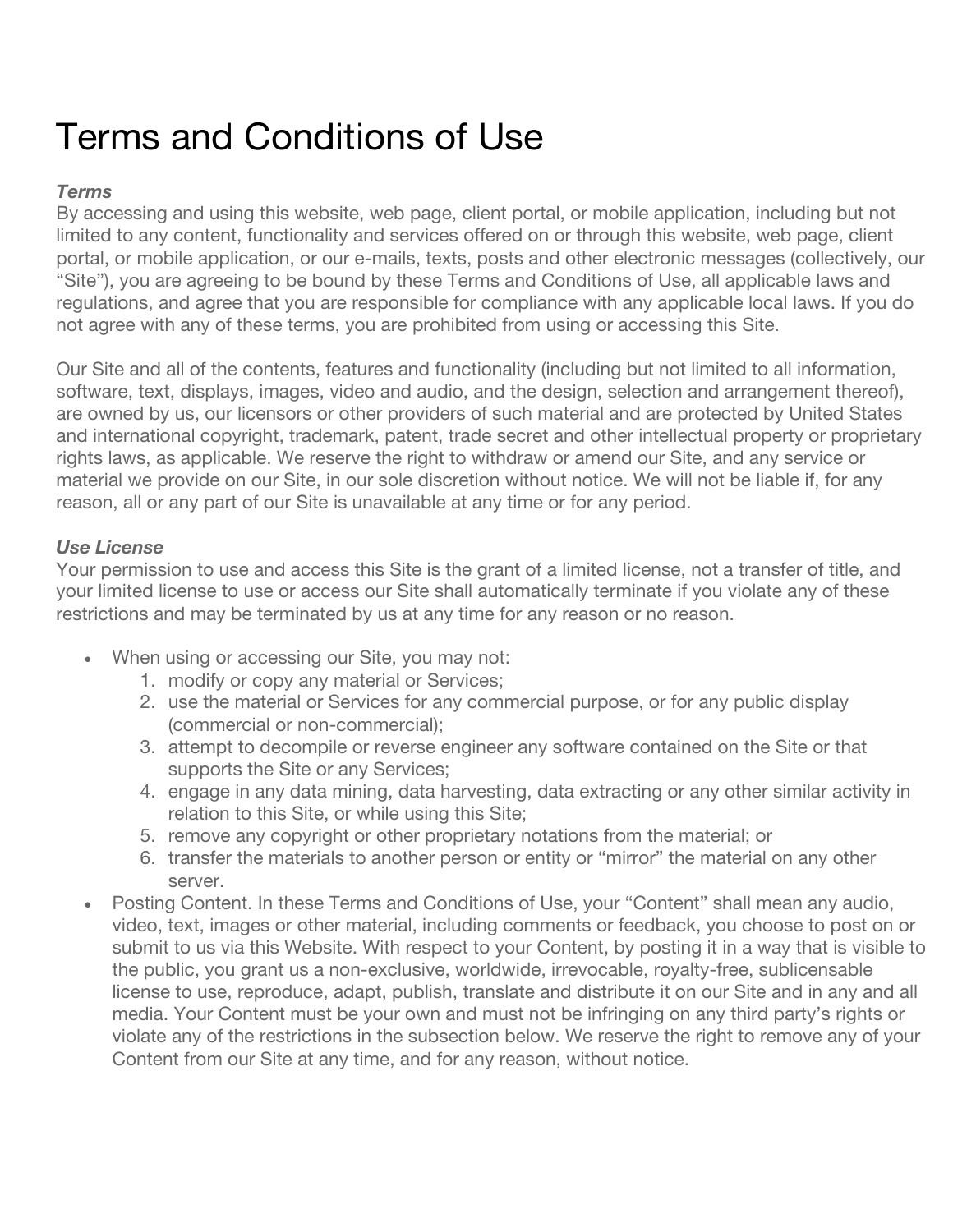# Terms and Conditions of Use

***Terms***

By accessing and using this website, web page, client portal, or mobile application, including but not limited to any content, functionality and services offered on or through this website, web page, client portal, or mobile application, or our e-mails, texts, posts and other electronic messages (collectively, our "Site"), you are agreeing to be bound by these Terms and Conditions of Use, all applicable laws and regulations, and agree that you are responsible for compliance with any applicable local laws. If you do not agree with any of these terms, you are prohibited from using or accessing this Site.

Our Site and all of the contents, features and functionality (including but not limited to all information, software, text, displays, images, video and audio, and the design, selection and arrangement thereof), are owned by us, our licensors or other providers of such material and are protected by United States and international copyright, trademark, patent, trade secret and other intellectual property or proprietary rights laws, as applicable. We reserve the right to withdraw or amend our Site, and any service or material we provide on our Site, in our sole discretion without notice. We will not be liable if, for any reason, all or any part of our Site is unavailable at any time or for any period.

***Use License***

Your permission to use and access this Site is the grant of a limited license, not a transfer of title, and your limited license to use or access our Site shall automatically terminate if you violate any of these restrictions and may be terminated by us at any time for any reason or no reason.

- When using or accessing our Site, you may not:
    1. modify or copy any material or Services;
    2. use the material or Services for any commercial purpose, or for any public display (commercial or non-commercial);
    3. attempt to decompile or reverse engineer any software contained on the Site or that supports the Site or any Services;
    4. engage in any data mining, data harvesting, data extracting or any other similar activity in relation to this Site, or while using this Site;
    5. remove any copyright or other proprietary notations from the material; or
    6. transfer the materials to another person or entity or "mirror" the material on any other server.
- Posting Content. In these Terms and Conditions of Use, your "Content" shall mean any audio, video, text, images or other material, including comments or feedback, you choose to post on or submit to us via this Website. With respect to your Content, by posting it in a way that is visible to the public, you grant us a non-exclusive, worldwide, irrevocable, royalty-free, sublicensable license to use, reproduce, adapt, publish, translate and distribute it on our Site and in any and all media. Your Content must be your own and must not be infringing on any third party's rights or violate any of the restrictions in the subsection below. We reserve the right to remove any of your Content from our Site at any time, and for any reason, without notice.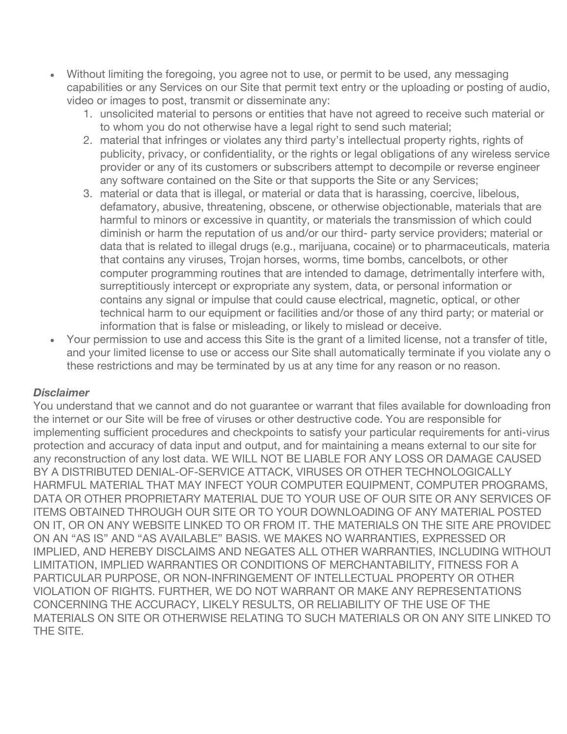- Without limiting the foregoing, you agree not to use, or permit to be used, any messaging capabilities or any Services on our Site that permit text entry or the uploading or posting of audio, video or images to post, transmit or disseminate any:
    1. unsolicited material to persons or entities that have not agreed to receive such material or to whom you do not otherwise have a legal right to send such material;
    2. material that infringes or violates any third party's intellectual property rights, rights of publicity, privacy, or confidentiality, or the rights or legal obligations of any wireless service provider or any of its customers or subscribers attempt to decompile or reverse engineer any software contained on the Site or that supports the Site or any Services;
    3. material or data that is illegal, or material or data that is harassing, coercive, libelous, defamatory, abusive, threatening, obscene, or otherwise objectionable, materials that are harmful to minors or excessive in quantity, or materials the transmission of which could diminish or harm the reputation of us and/or our third- party service providers; material or data that is related to illegal drugs (e.g., marijuana, cocaine) or to pharmaceuticals, materia that contains any viruses, Trojan horses, worms, time bombs, cancelbots, or other computer programming routines that are intended to damage, detrimentally interfere with, surreptitiously intercept or expropriate any system, data, or personal information or contains any signal or impulse that could cause electrical, magnetic, optical, or other technical harm to our equipment or facilities and/or those of any third party; or material or information that is false or misleading, or likely to mislead or deceive.
- Your permission to use and access this Site is the grant of a limited license, not a transfer of title, and your limited license to use or access our Site shall automatically terminate if you violate any o these restrictions and may be terminated by us at any time for any reason or no reason.

***Disclaimer***

You understand that we cannot and do not guarantee or warrant that files available for downloading from the internet or our Site will be free of viruses or other destructive code. You are responsible for implementing sufficient procedures and checkpoints to satisfy your particular requirements for anti-virus protection and accuracy of data input and output, and for maintaining a means external to our site for any reconstruction of any lost data. WE WILL NOT BE LIABLE FOR ANY LOSS OR DAMAGE CAUSED BY A DISTRIBUTED DENIAL-OF-SERVICE ATTACK, VIRUSES OR OTHER TECHNOLOGICALLY HARMFUL MATERIAL THAT MAY INFECT YOUR COMPUTER EQUIPMENT, COMPUTER PROGRAMS, DATA OR OTHER PROPRIETARY MATERIAL DUE TO YOUR USE OF OUR SITE OR ANY SERVICES OF ITEMS OBTAINED THROUGH OUR SITE OR TO YOUR DOWNLOADING OF ANY MATERIAL POSTED ON IT, OR ON ANY WEBSITE LINKED TO OR FROM IT. THE MATERIALS ON THE SITE ARE PROVIDED ON AN "AS IS" AND "AS AVAILABLE" BASIS. WE MAKES NO WARRANTIES, EXPRESSED OR IMPLIED, AND HEREBY DISCLAIMS AND NEGATES ALL OTHER WARRANTIES, INCLUDING WITHOUT LIMITATION, IMPLIED WARRANTIES OR CONDITIONS OF MERCHANTABILITY, FITNESS FOR A PARTICULAR PURPOSE, OR NON-INFRINGEMENT OF INTELLECTUAL PROPERTY OR OTHER VIOLATION OF RIGHTS. FURTHER, WE DO NOT WARRANT OR MAKE ANY REPRESENTATIONS CONCERNING THE ACCURACY, LIKELY RESULTS, OR RELIABILITY OF THE USE OF THE MATERIALS ON SITE OR OTHERWISE RELATING TO SUCH MATERIALS OR ON ANY SITE LINKED TO THE SITE.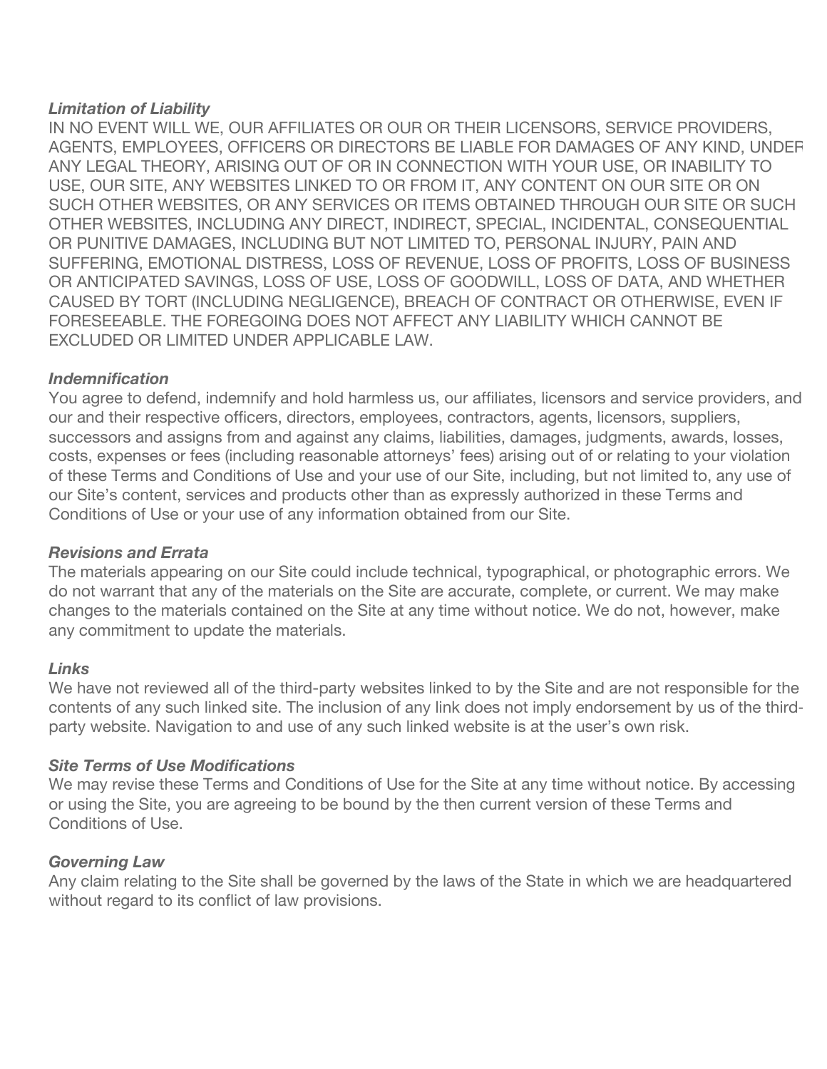***Limitation of Liability***

IN NO EVENT WILL WE, OUR AFFILIATES OR OUR OR THEIR LICENSORS, SERVICE PROVIDERS, AGENTS, EMPLOYEES, OFFICERS OR DIRECTORS BE LIABLE FOR DAMAGES OF ANY KIND, UNDER ANY LEGAL THEORY, ARISING OUT OF OR IN CONNECTION WITH YOUR USE, OR INABILITY TO USE, OUR SITE, ANY WEBSITES LINKED TO OR FROM IT, ANY CONTENT ON OUR SITE OR ON SUCH OTHER WEBSITES, OR ANY SERVICES OR ITEMS OBTAINED THROUGH OUR SITE OR SUCH OTHER WEBSITES, INCLUDING ANY DIRECT, INDIRECT, SPECIAL, INCIDENTAL, CONSEQUENTIAL OR PUNITIVE DAMAGES, INCLUDING BUT NOT LIMITED TO, PERSONAL INJURY, PAIN AND SUFFERING, EMOTIONAL DISTRESS, LOSS OF REVENUE, LOSS OF PROFITS, LOSS OF BUSINESS OR ANTICIPATED SAVINGS, LOSS OF USE, LOSS OF GOODWILL, LOSS OF DATA, AND WHETHER CAUSED BY TORT (INCLUDING NEGLIGENCE), BREACH OF CONTRACT OR OTHERWISE, EVEN IF FORESEEABLE. THE FOREGOING DOES NOT AFFECT ANY LIABILITY WHICH CANNOT BE EXCLUDED OR LIMITED UNDER APPLICABLE LAW.

***Indemnification***

You agree to defend, indemnify and hold harmless us, our affiliates, licensors and service providers, and our and their respective officers, directors, employees, contractors, agents, licensors, suppliers, successors and assigns from and against any claims, liabilities, damages, judgments, awards, losses, costs, expenses or fees (including reasonable attorneys' fees) arising out of or relating to your violation of these Terms and Conditions of Use and your use of our Site, including, but not limited to, any use of our Site's content, services and products other than as expressly authorized in these Terms and Conditions of Use or your use of any information obtained from our Site.

***Revisions and Errata***

The materials appearing on our Site could include technical, typographical, or photographic errors. We do not warrant that any of the materials on the Site are accurate, complete, or current. We may make changes to the materials contained on the Site at any time without notice. We do not, however, make any commitment to update the materials.

***Links***

We have not reviewed all of the third-party websites linked to by the Site and are not responsible for the contents of any such linked site. The inclusion of any link does not imply endorsement by us of the third-party website. Navigation to and use of any such linked website is at the user's own risk.

***Site Terms of Use Modifications***

We may revise these Terms and Conditions of Use for the Site at any time without notice. By accessing or using the Site, you are agreeing to be bound by the then current version of these Terms and Conditions of Use.

***Governing Law***

Any claim relating to the Site shall be governed by the laws of the State in which we are headquartered without regard to its conflict of law provisions.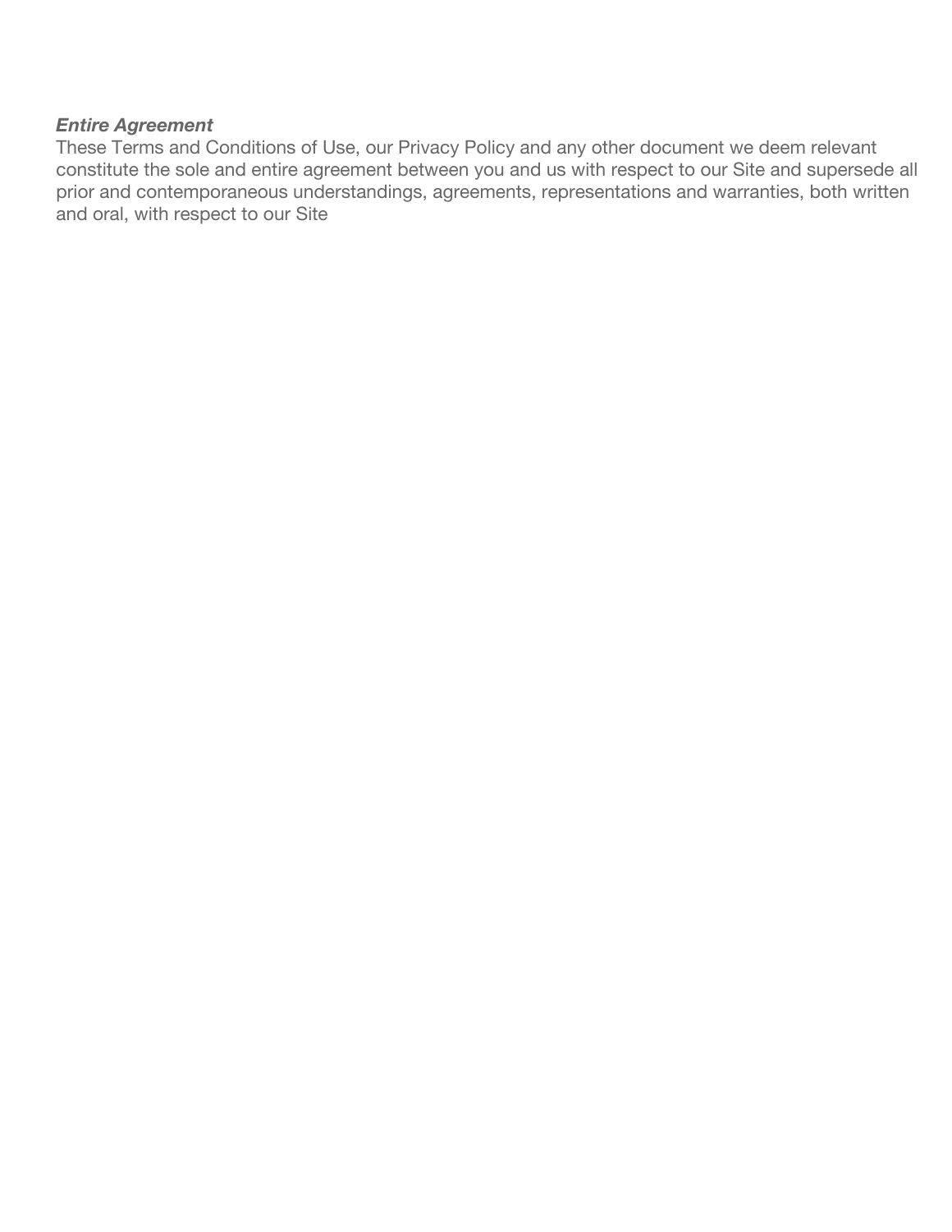***Entire Agreement***

These Terms and Conditions of Use, our Privacy Policy and any other document we deem relevant constitute the sole and entire agreement between you and us with respect to our Site and supersede all prior and contemporaneous understandings, agreements, representations and warranties, both written and oral, with respect to our Site